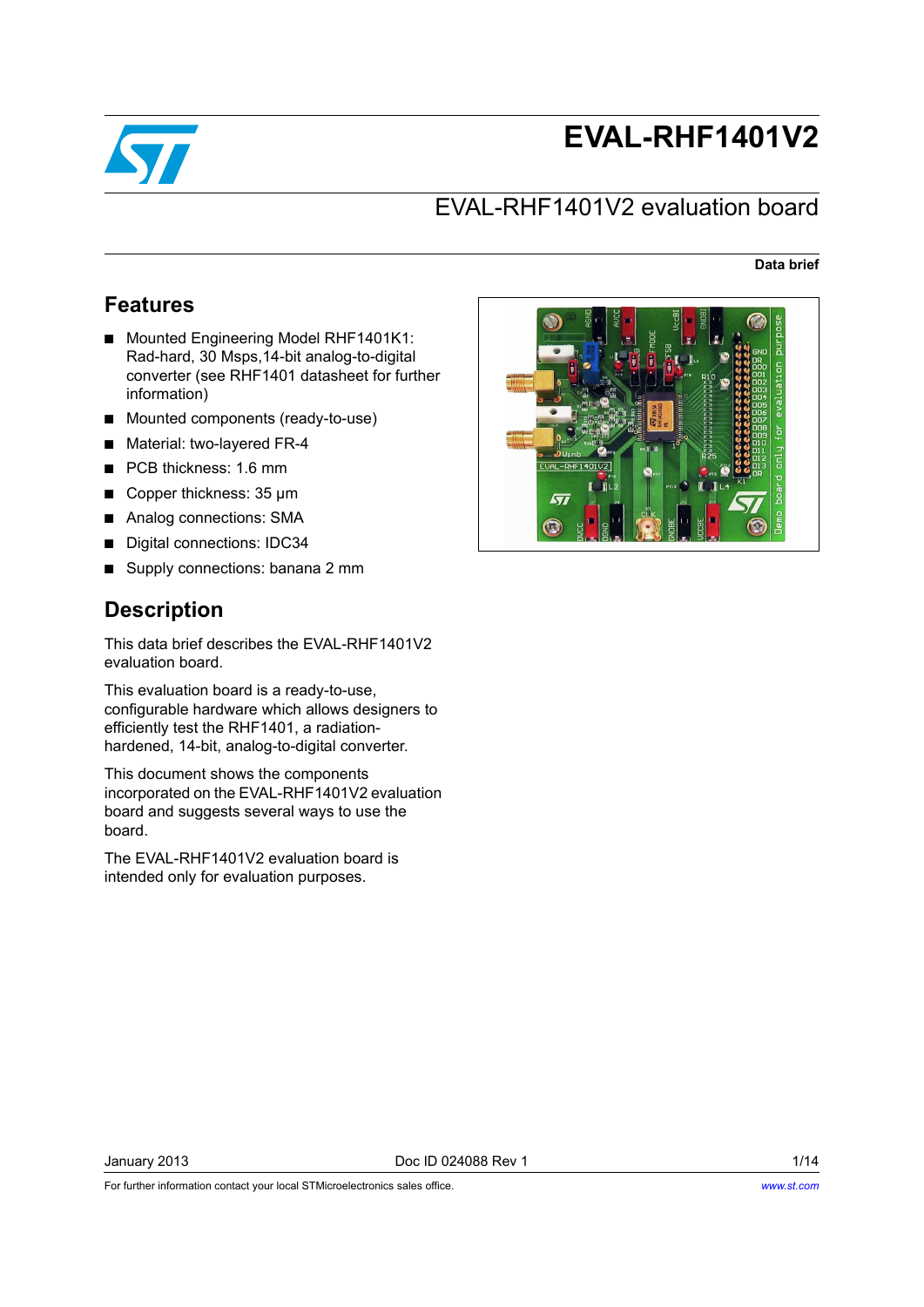# EVAL-RHF1401V2

## EVAL-RHF1401V2 evaluation board

**Data brief**

## Features

- Mounted Engineering Model RHF1401K1: Rad-hard, 30 Msps,14-bit analog-to-digital converter (see RHF1401 datasheet for further information)
- Mounted components (ready-to-use)
- Material: two-layered FR-4
- PCB thickness: 1.6 mm
- Copper thickness: 35 µm
- Analog connections: SMA
- Digital connections: IDC34
- Supply connections: banana 2 mm

## Description

This data brief describes the EVAL-RHF1401V2 evaluation board.

This evaluation board is a ready-to-use, configurable hardware which allows designers to efficiently test the RHF1401, a radiation-hardened, 14-bit, analog-to-digital converter.

This document shows the components incorporated on the EVAL-RHF1401V2 evaluation board and suggests several ways to use the board.

The EVAL-RHF1401V2 evaluation board is intended only for evaluation purposes.

January 2013 Doc ID 024088 Rev 1

For further information contact your local STMicroelectronics sales office. www.st.com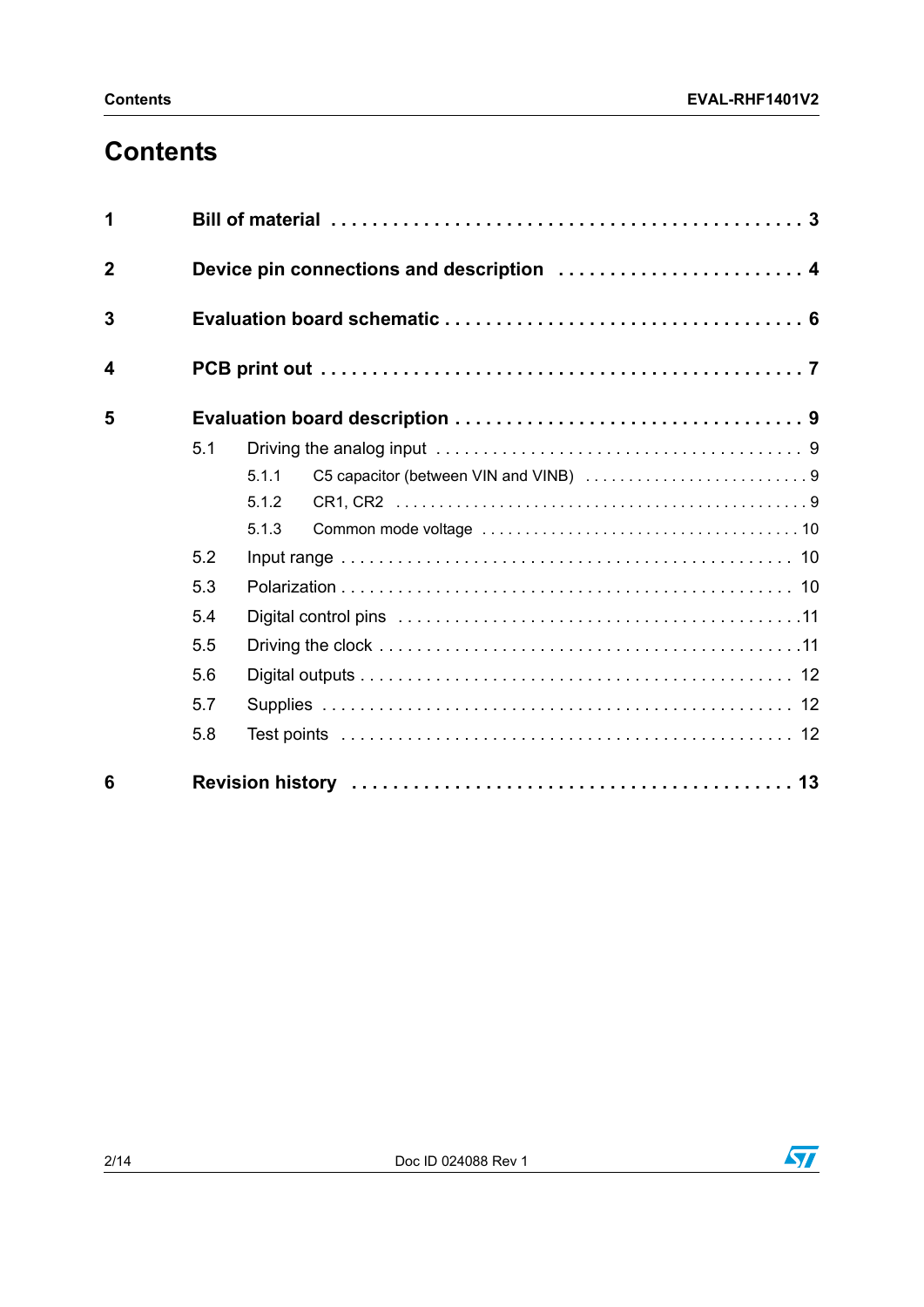# Contents

**1 Bill of material . . . . . . . . . . . . . . . . . . . . . . . . . . . . . . . . . . . . . . . . . . . . . 3**

**2 Device pin connections and description . . . . . . . . . . . . . . . . . . . . . . . . 4**

**3 Evaluation board schematic . . . . . . . . . . . . . . . . . . . . . . . . . . . . . . . . . . 6**

**4 PCB print out . . . . . . . . . . . . . . . . . . . . . . . . . . . . . . . . . . . . . . . . . . . . . 7**

**5 Evaluation board description . . . . . . . . . . . . . . . . . . . . . . . . . . . . . . . . . 9**

- 5.1 Driving the analog input . . . . . . . . . . . . . . . . . . . . . . . . . . . . . . . . . . . . . 9
  - 5.1.1 C5 capacitor (between VIN and VINB) . . . . . . . . . . . . . . . . . . . . . . . . . . 9
  - 5.1.2 CR1, CR2 . . . . . . . . . . . . . . . . . . . . . . . . . . . . . . . . . . . . . . . . . . . . . . 9
  - 5.1.3 Common mode voltage . . . . . . . . . . . . . . . . . . . . . . . . . . . . . . . . . . . 10
- 5.2 Input range . . . . . . . . . . . . . . . . . . . . . . . . . . . . . . . . . . . . . . . . . . . . . 10
- 5.3 Polarization . . . . . . . . . . . . . . . . . . . . . . . . . . . . . . . . . . . . . . . . . . . . . 10
- 5.4 Digital control pins . . . . . . . . . . . . . . . . . . . . . . . . . . . . . . . . . . . . . . . . 11
- 5.5 Driving the clock . . . . . . . . . . . . . . . . . . . . . . . . . . . . . . . . . . . . . . . . . . 11
- 5.6 Digital outputs . . . . . . . . . . . . . . . . . . . . . . . . . . . . . . . . . . . . . . . . . . . 12
- 5.7 Supplies . . . . . . . . . . . . . . . . . . . . . . . . . . . . . . . . . . . . . . . . . . . . . . . . 12
- 5.8 Test points . . . . . . . . . . . . . . . . . . . . . . . . . . . . . . . . . . . . . . . . . . . . . . 12

**6 Revision history . . . . . . . . . . . . . . . . . . . . . . . . . . . . . . . . . . . . . . . . . . 13**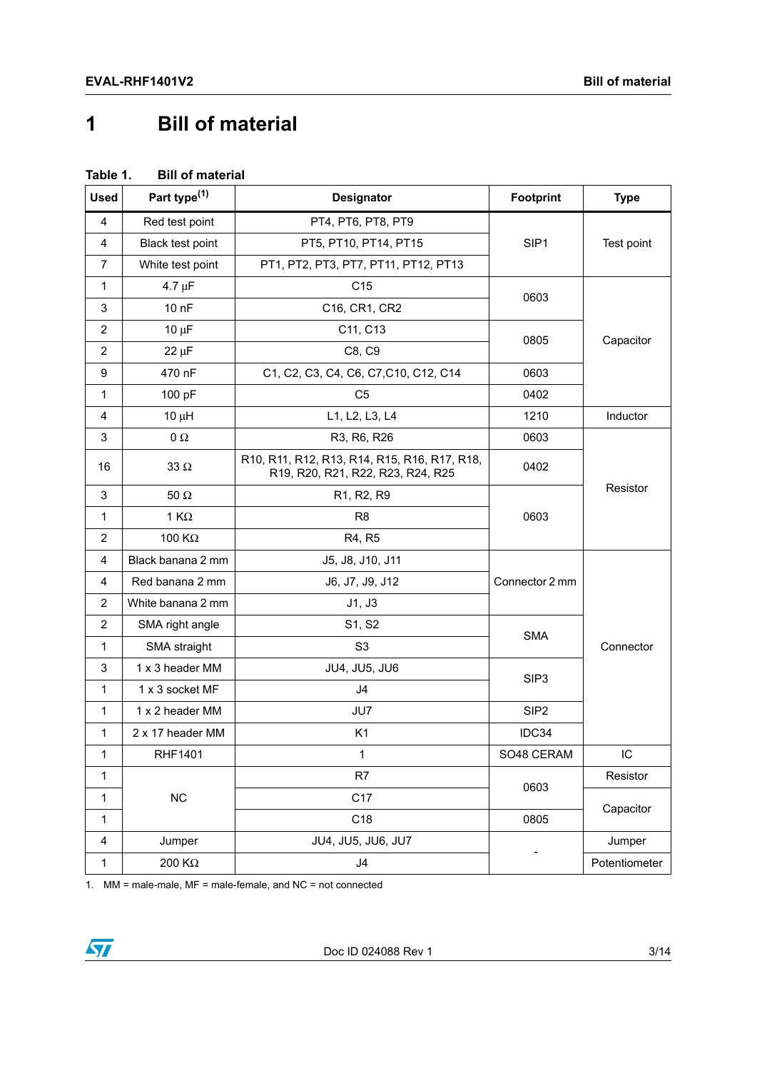# 1 Bill of material

**Table 1. Bill of material**

| Used | Part type(1) | Designator | Footprint | Type |
|---|---|---|---|---|
| 4 | Red test point | PT4, PT6, PT8, PT9 | SIP1 | Test point |
| 4 | Black test point | PT5, PT10, PT14, PT15 | | |
| 7 | White test point | PT1, PT2, PT3, PT7, PT11, PT12, PT13 | | |
| 1 | 4.7 µF | C15 | 0603 | Capacitor |
| 3 | 10 nF | C16, CR1, CR2 | | |
| 2 | 10 µF | C11, C13 | 0805 | |
| 2 | 22 µF | C8, C9 | | |
| 9 | 470 nF | C1, C2, C3, C4, C6, C7,C10, C12, C14 | 0603 | |
| 1 | 100 pF | C5 | 0402 | |
| 4 | 10 µH | L1, L2, L3, L4 | 1210 | Inductor |
| 3 | 0 Ω | R3, R6, R26 | 0603 | Resistor |
| 16 | 33 Ω | R10, R11, R12, R13, R14, R15, R16, R17, R18, R19, R20, R21, R22, R23, R24, R25 | 0402 | |
| 3 | 50 Ω | R1, R2, R9 | 0603 | |
| 1 | 1 KΩ | R8 | | |
| 2 | 100 KΩ | R4, R5 | | |
| 4 | Black banana 2 mm | J5, J8, J10, J11 | Connector 2 mm | Connector |
| 4 | Red banana 2 mm | J6, J7, J9, J12 | | |
| 2 | White banana 2 mm | J1, J3 | | |
| 2 | SMA right angle | S1, S2 | SMA | |
| 1 | SMA straight | S3 | | |
| 3 | 1 x 3 header MM | JU4, JU5, JU6 | SIP3 | |
| 1 | 1 x 3 socket MF | J4 | | |
| 1 | 1 x 2 header MM | JU7 | SIP2 | |
| 1 | 2 x 17 header MM | K1 | IDC34 | |
| 1 | RHF1401 | 1 | SO48 CERAM | IC |
| 1 | NC | R7 | 0603 | Resistor |
| 1 | | C17 | | Capacitor |
| 1 | | C18 | 0805 | |
| 4 | Jumper | JU4, JU5, JU6, JU7 | - | Jumper |
| 1 | 200 KΩ | J4 | | Potentiometer |

1. MM = male-male, MF = male-female, and NC = not connected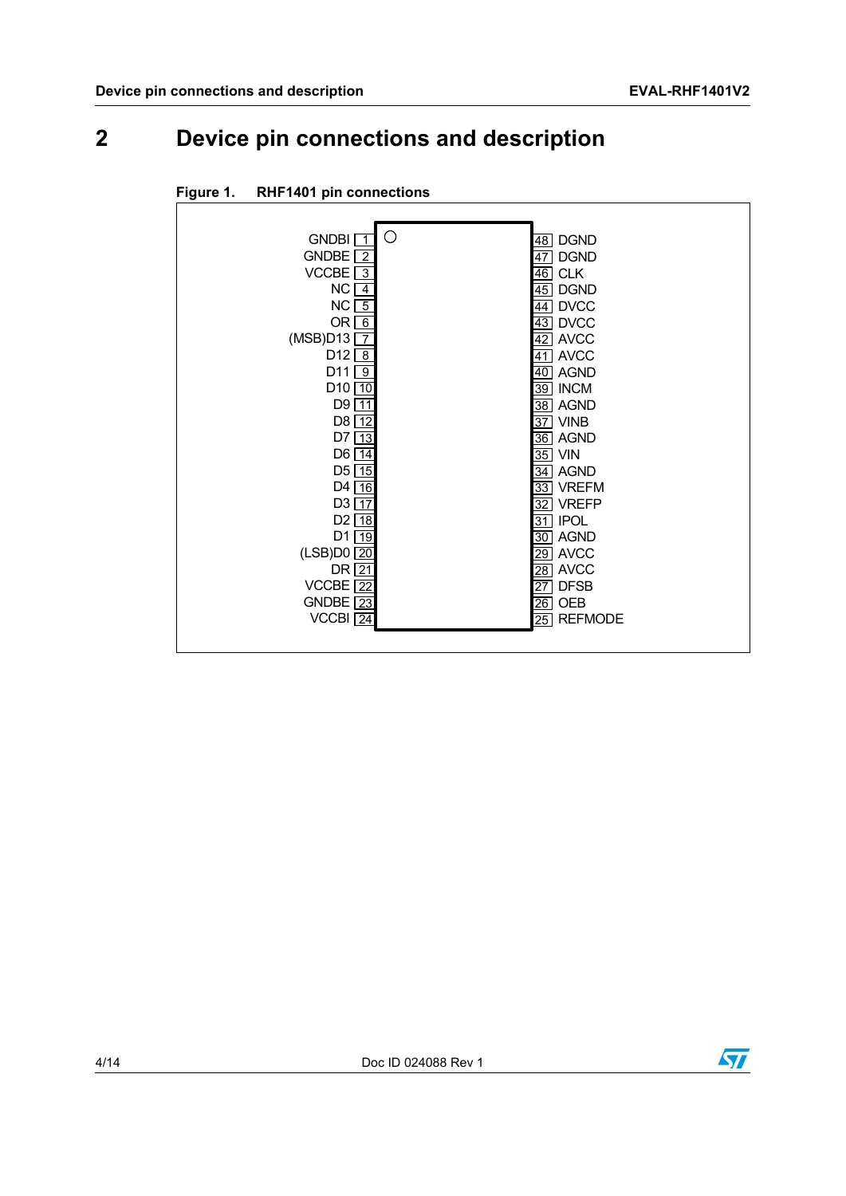# 2 Device pin connections and description

**Figure 1. RHF1401 pin connections**

| Pin name | Pin | Pin | Pin name |
|---|---|---|---|
| GNDBI | 1 | 48 | DGND |
| GNDBE | 2 | 47 | DGND |
| VCCBE | 3 | 46 | CLK |
| NC | 4 | 45 | DGND |
| NC | 5 | 44 | DVCC |
| OR | 6 | 43 | DVCC |
| (MSB)D13 | 7 | 42 | AVCC |
| D12 | 8 | 41 | AVCC |
| D11 | 9 | 40 | AGND |
| D10 | 10 | 39 | INCM |
| D9 | 11 | 38 | AGND |
| D8 | 12 | 37 | VINB |
| D7 | 13 | 36 | AGND |
| D6 | 14 | 35 | VIN |
| D5 | 15 | 34 | AGND |
| D4 | 16 | 33 | VREFM |
| D3 | 17 | 32 | VREFP |
| D2 | 18 | 31 | IPOL |
| D1 | 19 | 30 | AGND |
| (LSB)D0 | 20 | 29 | AVCC |
| DR | 21 | 28 | AVCC |
| VCCBE | 22 | 27 | DFSB |
| GNDBE | 23 | 26 | OEB |
| VCCBI | 24 | 25 | REFMODE |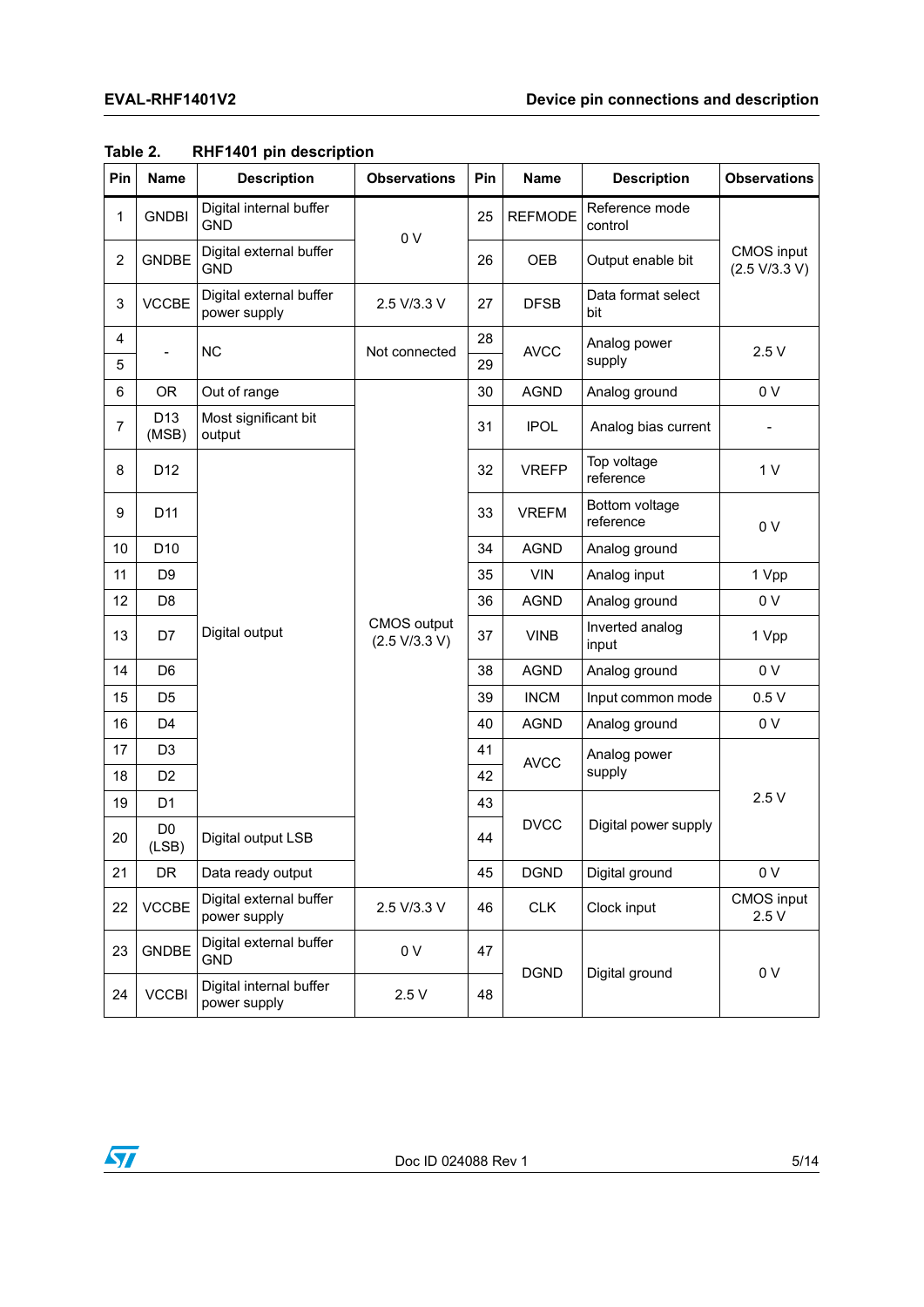Table 2. RHF1401 pin description

| Pin | Name | Description | Observations | Pin | Name | Description | Observations |
|---|---|---|---|---|---|---|---|
| 1 | GNDBI | Digital internal buffer GND | 0 V | 25 | REFMODE | Reference mode control | CMOS input (2.5 V/3.3 V) |
| 2 | GNDBE | Digital external buffer GND | | 26 | OEB | Output enable bit | |
| 3 | VCCBE | Digital external buffer power supply | 2.5 V/3.3 V | 27 | DFSB | Data format select bit | |
| 4 | - | NC | Not connected | 28 | AVCC | Analog power supply | 2.5 V |
| 5 | | | | 29 | | | |
| 6 | OR | Out of range | CMOS output (2.5 V/3.3 V) | 30 | AGND | Analog ground | 0 V |
| 7 | D13 (MSB) | Most significant bit output | | 31 | IPOL | Analog bias current | - |
| 8 | D12 | Digital output | | 32 | VREFP | Top voltage reference | 1 V |
| 9 | D11 | | | 33 | VREFM | Bottom voltage reference | 0 V |
| 10 | D10 | | | 34 | AGND | Analog ground | |
| 11 | D9 | | | 35 | VIN | Analog input | 1 Vpp |
| 12 | D8 | | | 36 | AGND | Analog ground | 0 V |
| 13 | D7 | | | 37 | VINB | Inverted analog input | 1 Vpp |
| 14 | D6 | | | 38 | AGND | Analog ground | 0 V |
| 15 | D5 | | | 39 | INCM | Input common mode | 0.5 V |
| 16 | D4 | | | 40 | AGND | Analog ground | 0 V |
| 17 | D3 | | | 41 | AVCC | Analog power supply | 2.5 V |
| 18 | D2 | | | 42 | | | |
| 19 | D1 | | | 43 | DVCC | Digital power supply | |
| 20 | D0 (LSB) | Digital output LSB | | 44 | | | |
| 21 | DR | Data ready output | | 45 | DGND | Digital ground | 0 V |
| 22 | VCCBE | Digital external buffer power supply | 2.5 V/3.3 V | 46 | CLK | Clock input | CMOS input 2.5 V |
| 23 | GNDBE | Digital external buffer GND | 0 V | 47 | DGND | Digital ground | 0 V |
| 24 | VCCBI | Digital internal buffer power supply | 2.5 V | 48 | | | |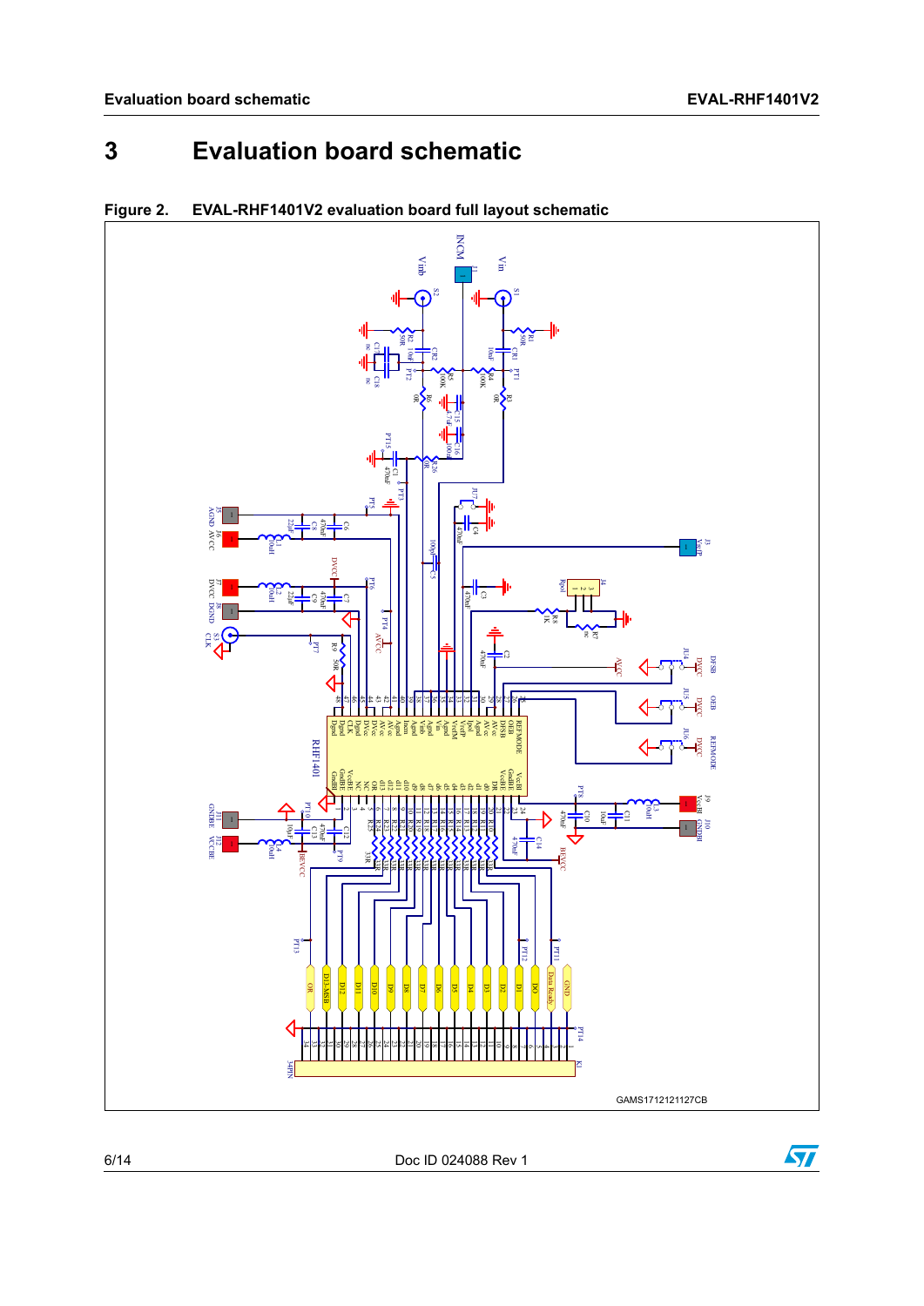# 3 Evaluation board schematic

**Figure 2. EVAL-RHF1401V2 evaluation board full layout schematic**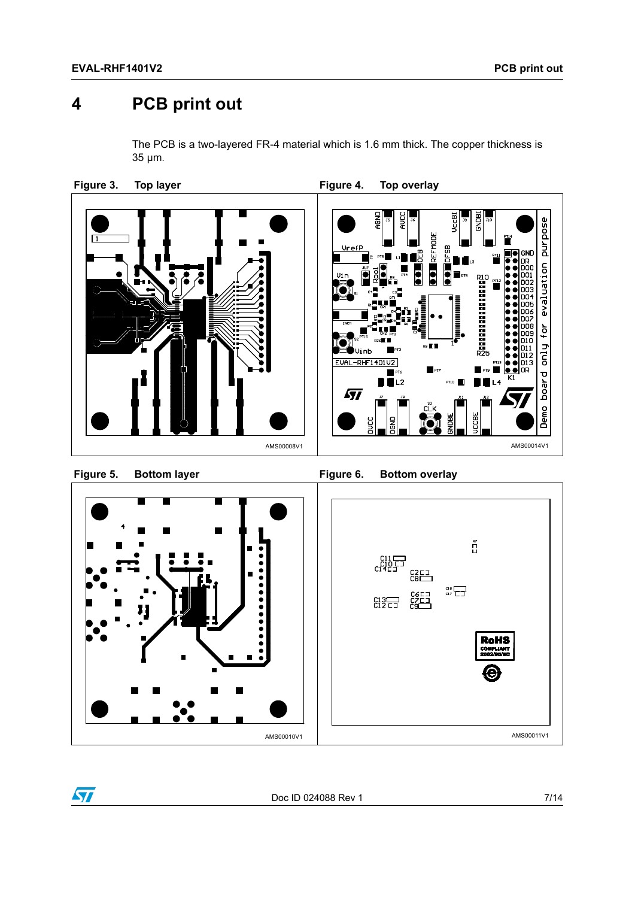# 4 PCB print out

The PCB is a two-layered FR-4 material which is 1.6 mm thick. The copper thickness is 35 µm.

Figure 3. Top layer

Figure 4. Top overlay

Figure 5. Bottom layer

Figure 6. Bottom overlay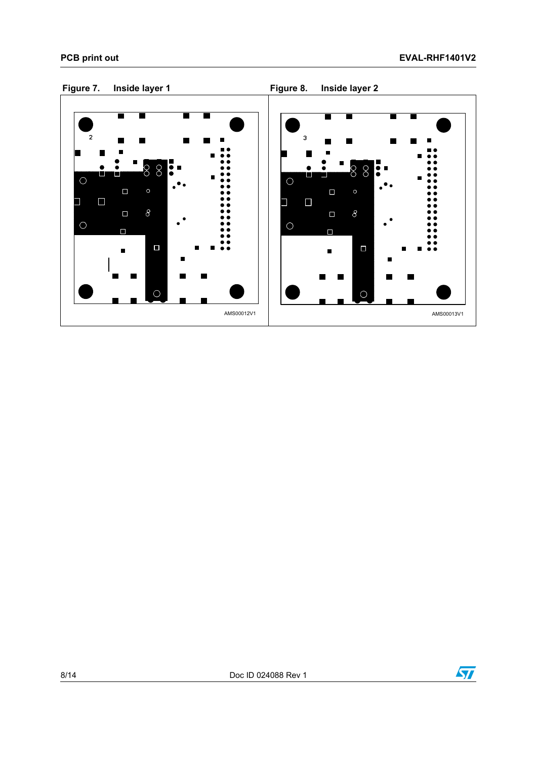Figure 7. Inside layer 1

Figure 8. Inside layer 2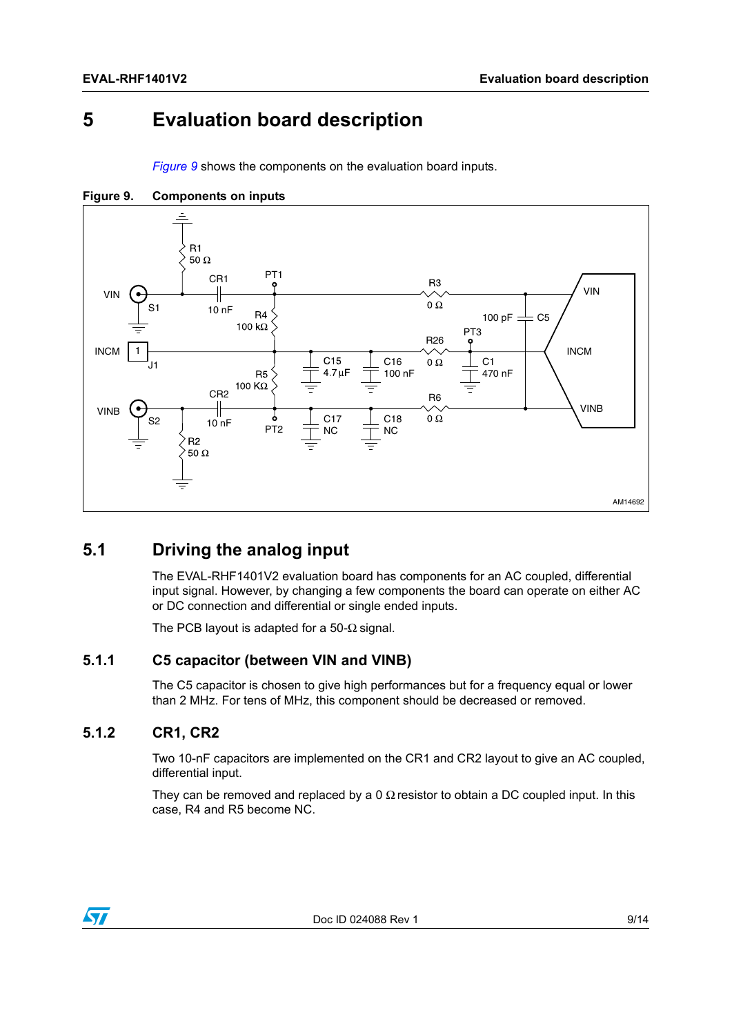# 5 Evaluation board description

*Figure 9* shows the components on the evaluation board inputs.

**Figure 9. Components on inputs**

## 5.1 Driving the analog input

The EVAL-RHF1401V2 evaluation board has components for an AC coupled, differential input signal. However, by changing a few components the board can operate on either AC or DC connection and differential or single ended inputs.

The PCB layout is adapted for a 50-Ω signal.

### 5.1.1 C5 capacitor (between VIN and VINB)

The C5 capacitor is chosen to give high performances but for a frequency equal or lower than 2 MHz. For tens of MHz, this component should be decreased or removed.

### 5.1.2 CR1, CR2

Two 10-nF capacitors are implemented on the CR1 and CR2 layout to give an AC coupled, differential input.

They can be removed and replaced by a 0 Ω resistor to obtain a DC coupled input. In this case, R4 and R5 become NC.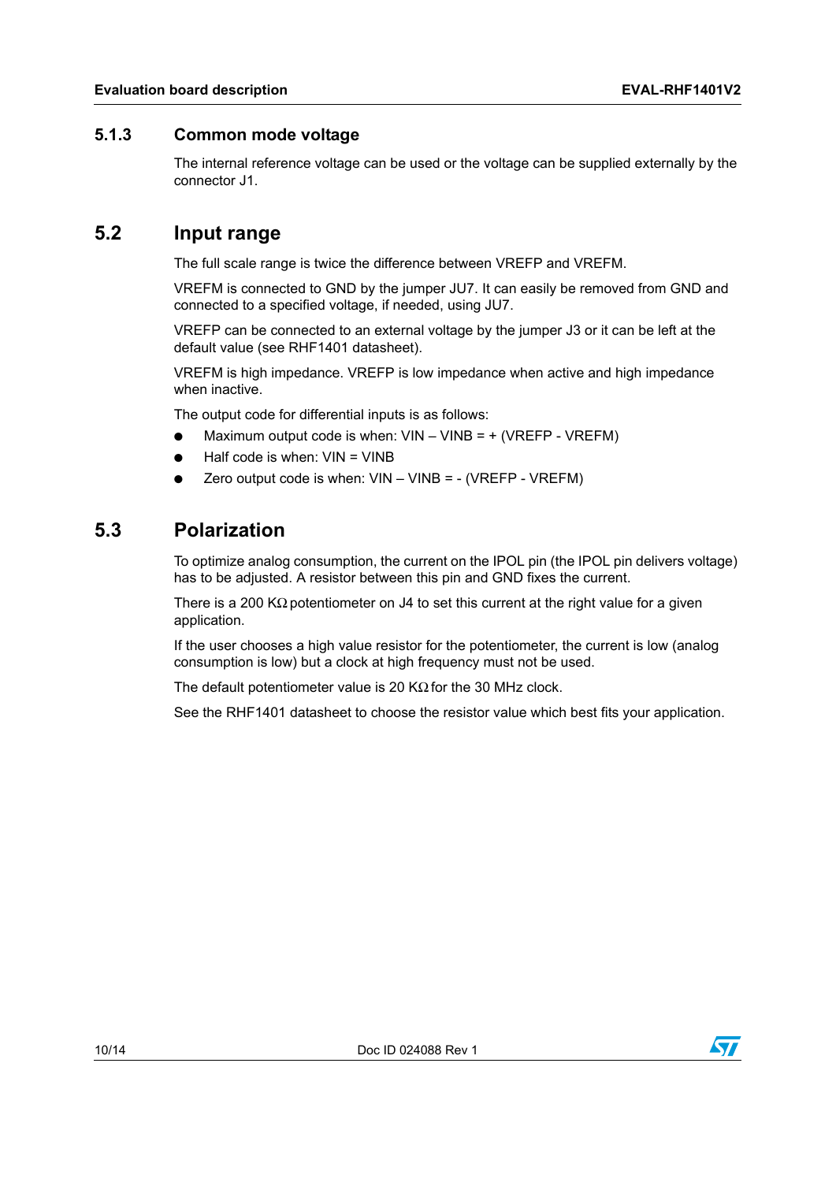### 5.1.3 Common mode voltage

The internal reference voltage can be used or the voltage can be supplied externally by the connector J1.

## 5.2 Input range

The full scale range is twice the difference between VREFP and VREFM.

VREFM is connected to GND by the jumper JU7. It can easily be removed from GND and connected to a specified voltage, if needed, using JU7.

VREFP can be connected to an external voltage by the jumper J3 or it can be left at the default value (see RHF1401 datasheet).

VREFM is high impedance. VREFP is low impedance when active and high impedance when inactive.

The output code for differential inputs is as follows:

- Maximum output code is when: VIN – VINB = + (VREFP - VREFM)
- Half code is when: VIN = VINB
- Zero output code is when: VIN – VINB = - (VREFP - VREFM)

## 5.3 Polarization

To optimize analog consumption, the current on the IPOL pin (the IPOL pin delivers voltage) has to be adjusted. A resistor between this pin and GND fixes the current.

There is a 200 KΩ potentiometer on J4 to set this current at the right value for a given application.

If the user chooses a high value resistor for the potentiometer, the current is low (analog consumption is low) but a clock at high frequency must not be used.

The default potentiometer value is 20 KΩ for the 30 MHz clock.

See the RHF1401 datasheet to choose the resistor value which best fits your application.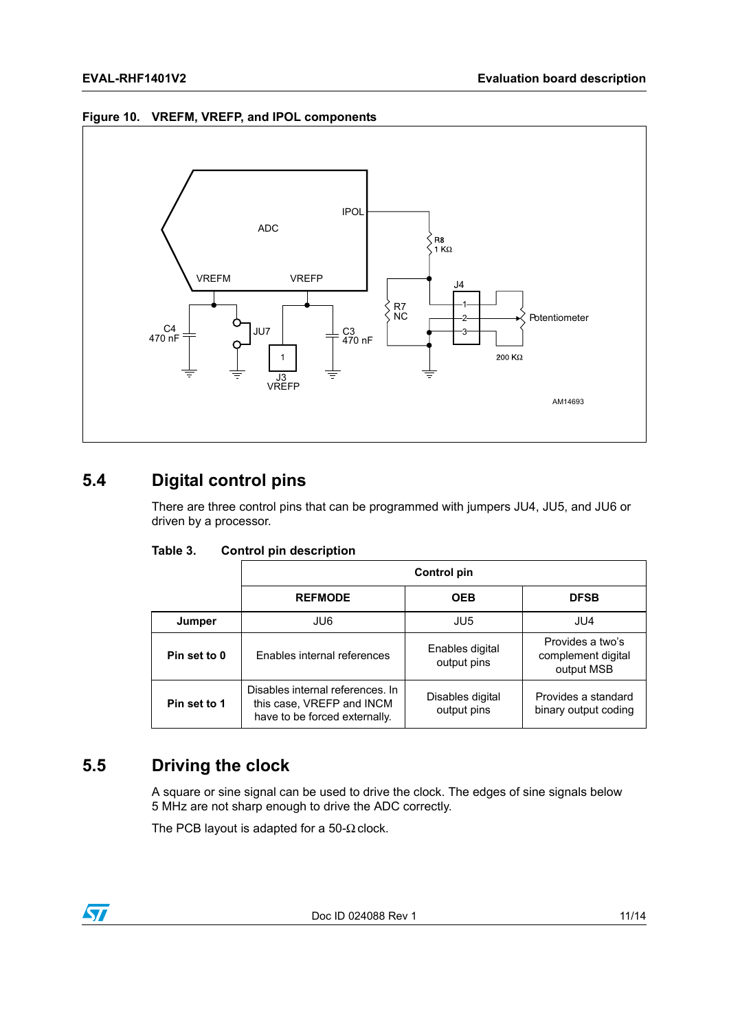**Figure 10. VREFM, VREFP, and IPOL components**

## 5.4 Digital control pins

There are three control pins that can be programmed with jumpers JU4, JU5, and JU6 or driven by a processor.

**Table 3. Control pin description**

| | Control pin | | |
|---|---|---|---|
| | **REFMODE** | **OEB** | **DFSB** |
| **Jumper** | JU6 | JU5 | JU4 |
| **Pin set to 0** | Enables internal references | Enables digital output pins | Provides a two's complement digital output MSB |
| **Pin set to 1** | Disables internal references. In this case, VREFP and INCM have to be forced externally. | Disables digital output pins | Provides a standard binary output coding |

## 5.5 Driving the clock

A square or sine signal can be used to drive the clock. The edges of sine signals below 5 MHz are not sharp enough to drive the ADC correctly.

The PCB layout is adapted for a 50-Ω clock.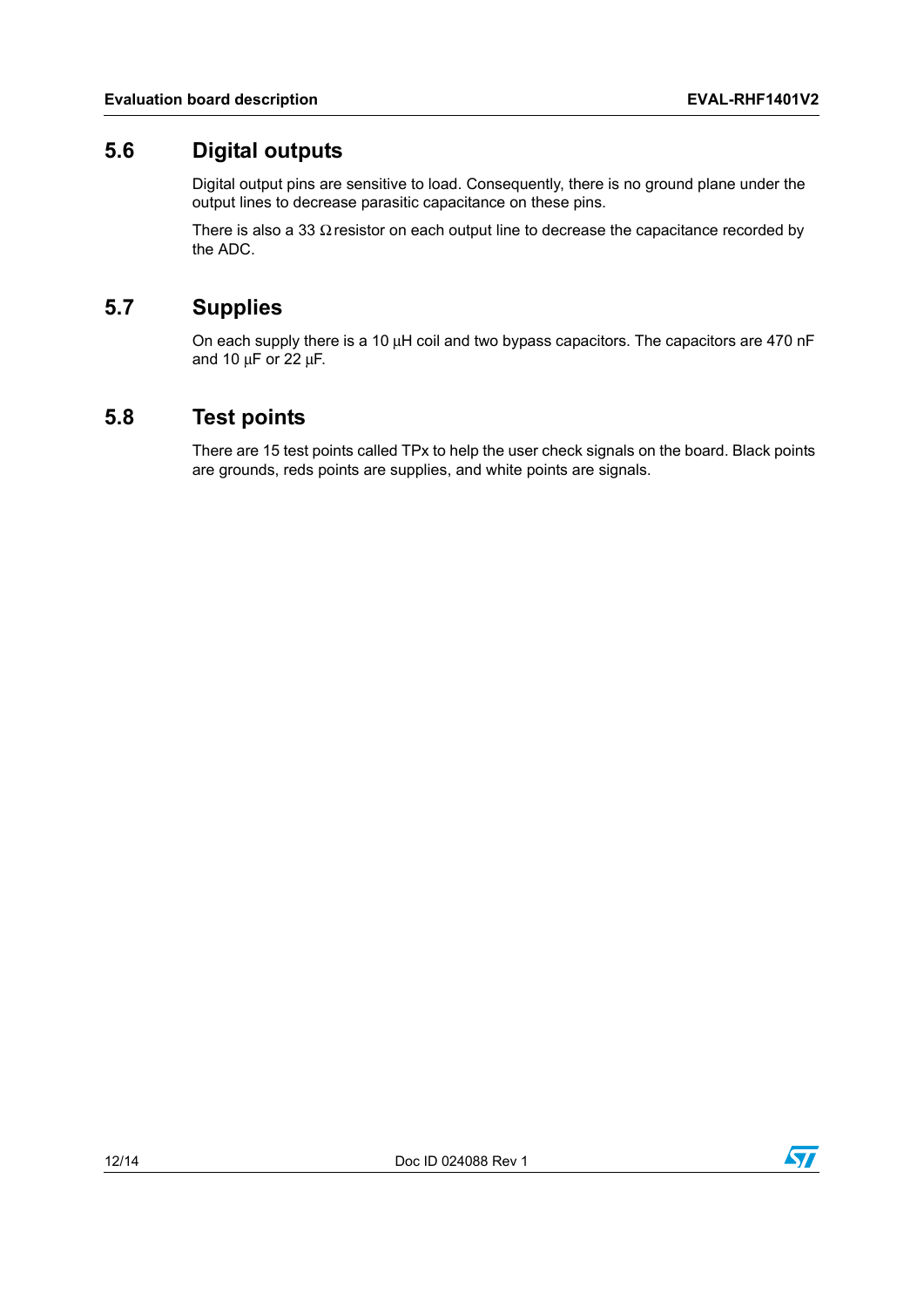## 5.6 Digital outputs

Digital output pins are sensitive to load. Consequently, there is no ground plane under the output lines to decrease parasitic capacitance on these pins.

There is also a 33 Ω resistor on each output line to decrease the capacitance recorded by the ADC.

## 5.7 Supplies

On each supply there is a 10 µH coil and two bypass capacitors. The capacitors are 470 nF and 10 µF or 22 µF.

## 5.8 Test points

There are 15 test points called TPx to help the user check signals on the board. Black points are grounds, reds points are supplies, and white points are signals.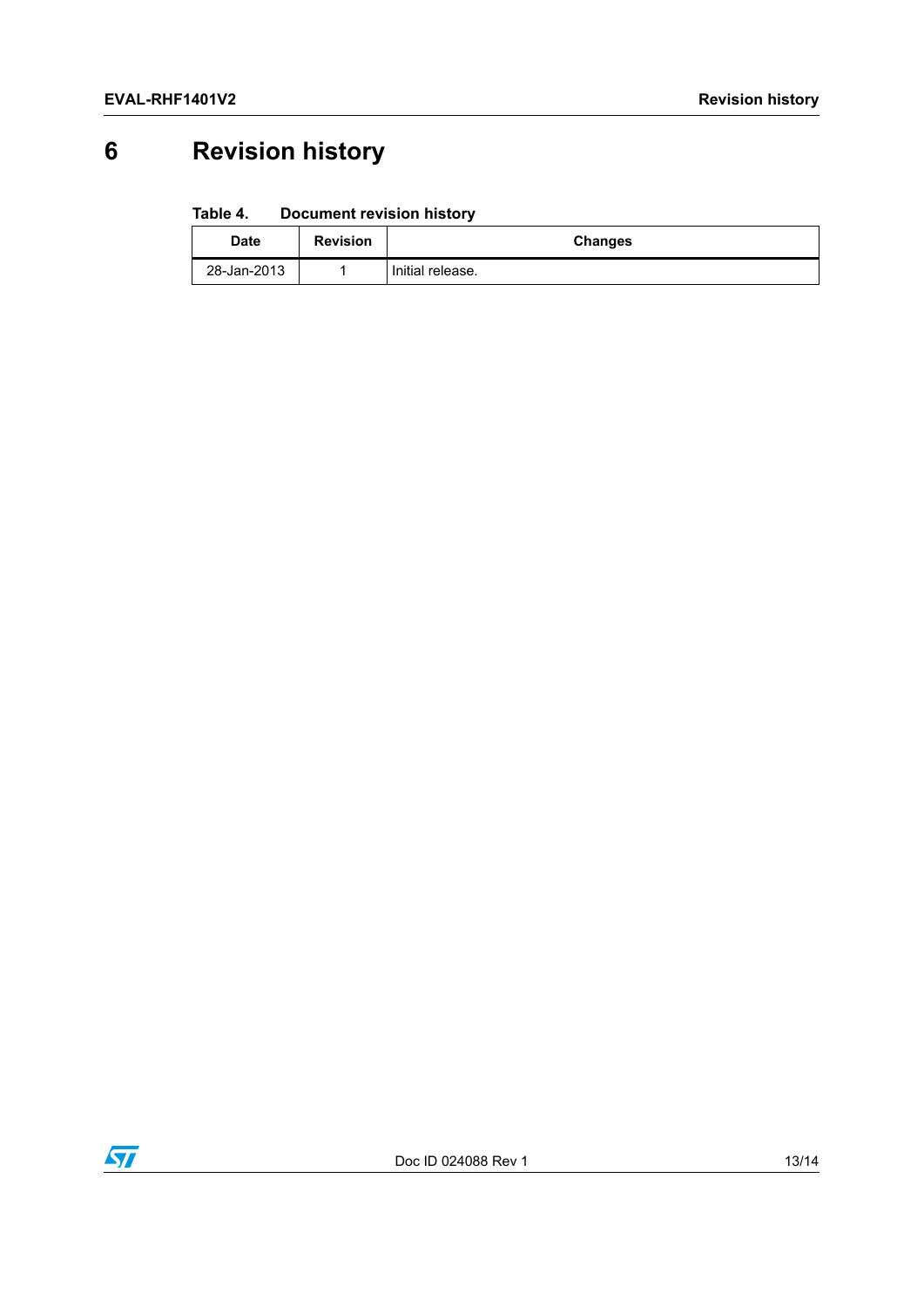# 6 Revision history

**Table 4. Document revision history**

| Date | Revision | Changes |
|---|---|---|
| 28-Jan-2013 | 1 | Initial release. |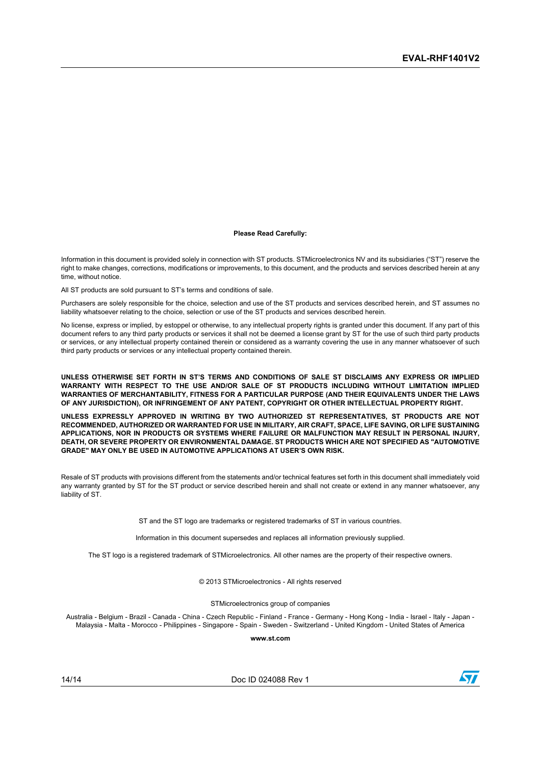**Please Read Carefully:**

Information in this document is provided solely in connection with ST products. STMicroelectronics NV and its subsidiaries (“ST”) reserve the right to make changes, corrections, modifications or improvements, to this document, and the products and services described herein at any time, without notice.

All ST products are sold pursuant to ST’s terms and conditions of sale.

Purchasers are solely responsible for the choice, selection and use of the ST products and services described herein, and ST assumes no liability whatsoever relating to the choice, selection or use of the ST products and services described herein.

No license, express or implied, by estoppel or otherwise, to any intellectual property rights is granted under this document. If any part of this document refers to any third party products or services it shall not be deemed a license grant by ST for the use of such third party products or services, or any intellectual property contained therein or considered as a warranty covering the use in any manner whatsoever of such third party products or services or any intellectual property contained therein.

**UNLESS OTHERWISE SET FORTH IN ST’S TERMS AND CONDITIONS OF SALE ST DISCLAIMS ANY EXPRESS OR IMPLIED WARRANTY WITH RESPECT TO THE USE AND/OR SALE OF ST PRODUCTS INCLUDING WITHOUT LIMITATION IMPLIED WARRANTIES OF MERCHANTABILITY, FITNESS FOR A PARTICULAR PURPOSE (AND THEIR EQUIVALENTS UNDER THE LAWS OF ANY JURISDICTION), OR INFRINGEMENT OF ANY PATENT, COPYRIGHT OR OTHER INTELLECTUAL PROPERTY RIGHT.**

**UNLESS EXPRESSLY APPROVED IN WRITING BY TWO AUTHORIZED ST REPRESENTATIVES, ST PRODUCTS ARE NOT RECOMMENDED, AUTHORIZED OR WARRANTED FOR USE IN MILITARY, AIR CRAFT, SPACE, LIFE SAVING, OR LIFE SUSTAINING APPLICATIONS, NOR IN PRODUCTS OR SYSTEMS WHERE FAILURE OR MALFUNCTION MAY RESULT IN PERSONAL INJURY, DEATH, OR SEVERE PROPERTY OR ENVIRONMENTAL DAMAGE. ST PRODUCTS WHICH ARE NOT SPECIFIED AS "AUTOMOTIVE GRADE" MAY ONLY BE USED IN AUTOMOTIVE APPLICATIONS AT USER’S OWN RISK.**

Resale of ST products with provisions different from the statements and/or technical features set forth in this document shall immediately void any warranty granted by ST for the ST product or service described herein and shall not create or extend in any manner whatsoever, any liability of ST.

ST and the ST logo are trademarks or registered trademarks of ST in various countries.

Information in this document supersedes and replaces all information previously supplied.

The ST logo is a registered trademark of STMicroelectronics. All other names are the property of their respective owners.

© 2013 STMicroelectronics - All rights reserved

STMicroelectronics group of companies

Australia - Belgium - Brazil - Canada - China - Czech Republic - Finland - France - Germany - Hong Kong - India - Israel - Italy - Japan - Malaysia - Malta - Morocco - Philippines - Singapore - Spain - Sweden - Switzerland - United Kingdom - United States of America

**www.st.com**